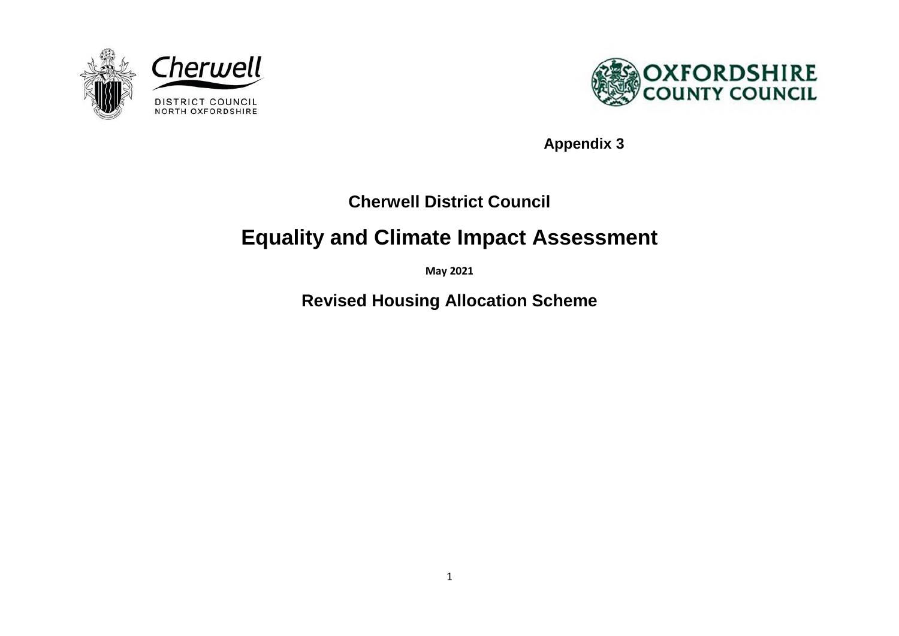Cherwell

DISTRICT COUNCIL
NORTH OXFORDSHIRE

OXFORDSHIRE COUNTY COUNCIL

**Appendix 3**

## Cherwell District Council

# Equality and Climate Impact Assessment

**May 2021**

## Revised Housing Allocation Scheme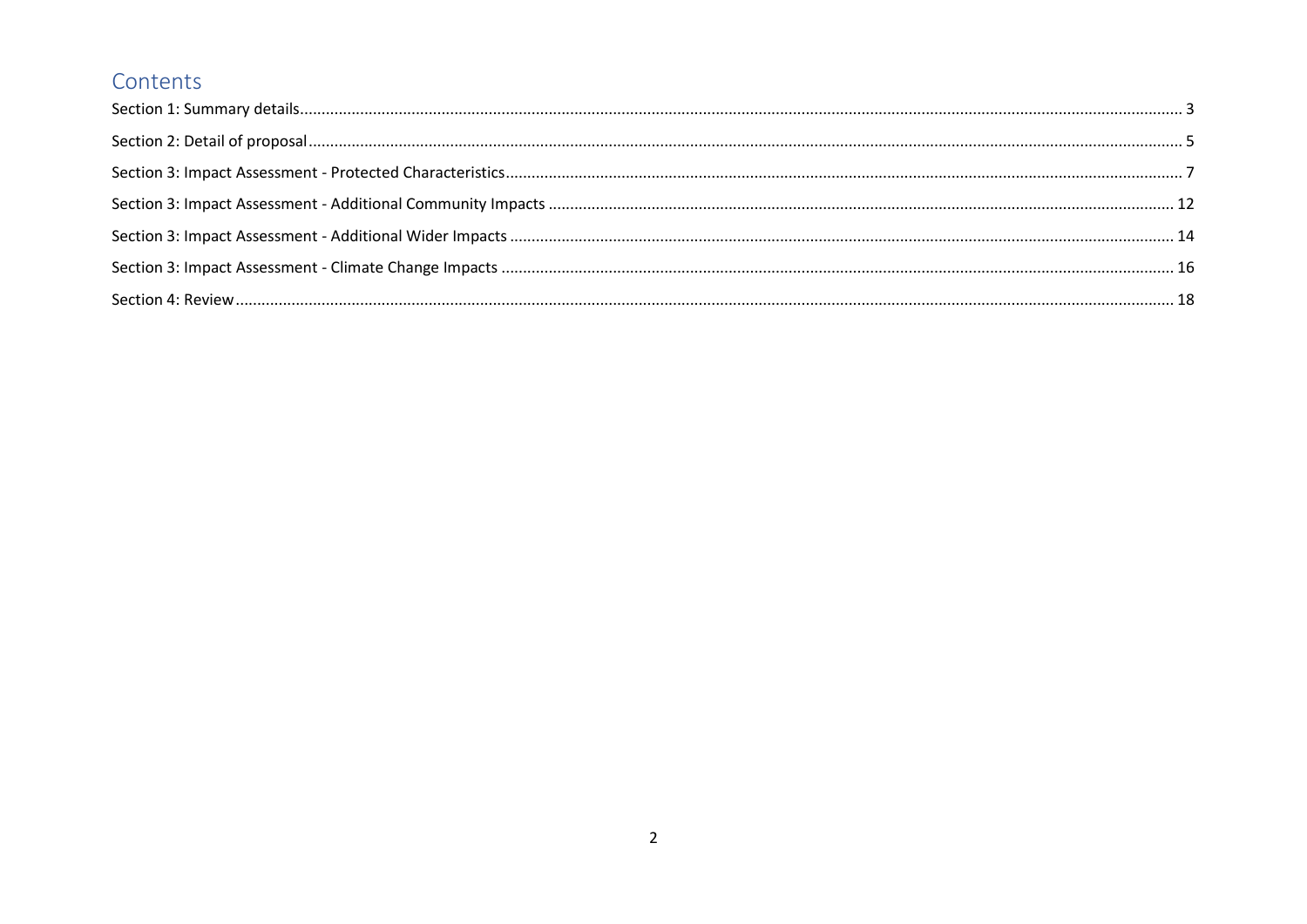## Contents

Section 1: Summary details ........................................................................................................................................................................ 3

Section 2: Detail of proposal ........................................................................................................................................................................ 5

Section 3: Impact Assessment - Protected Characteristics ........................................................................................................................... 7

Section 3: Impact Assessment - Additional Community Impacts ................................................................................................................ 12

Section 3: Impact Assessment - Additional Wider Impacts ......................................................................................................................... 14

Section 3: Impact Assessment - Climate Change Impacts ........................................................................................................................... 16

Section 4: Review ........................................................................................................................................................................................ 18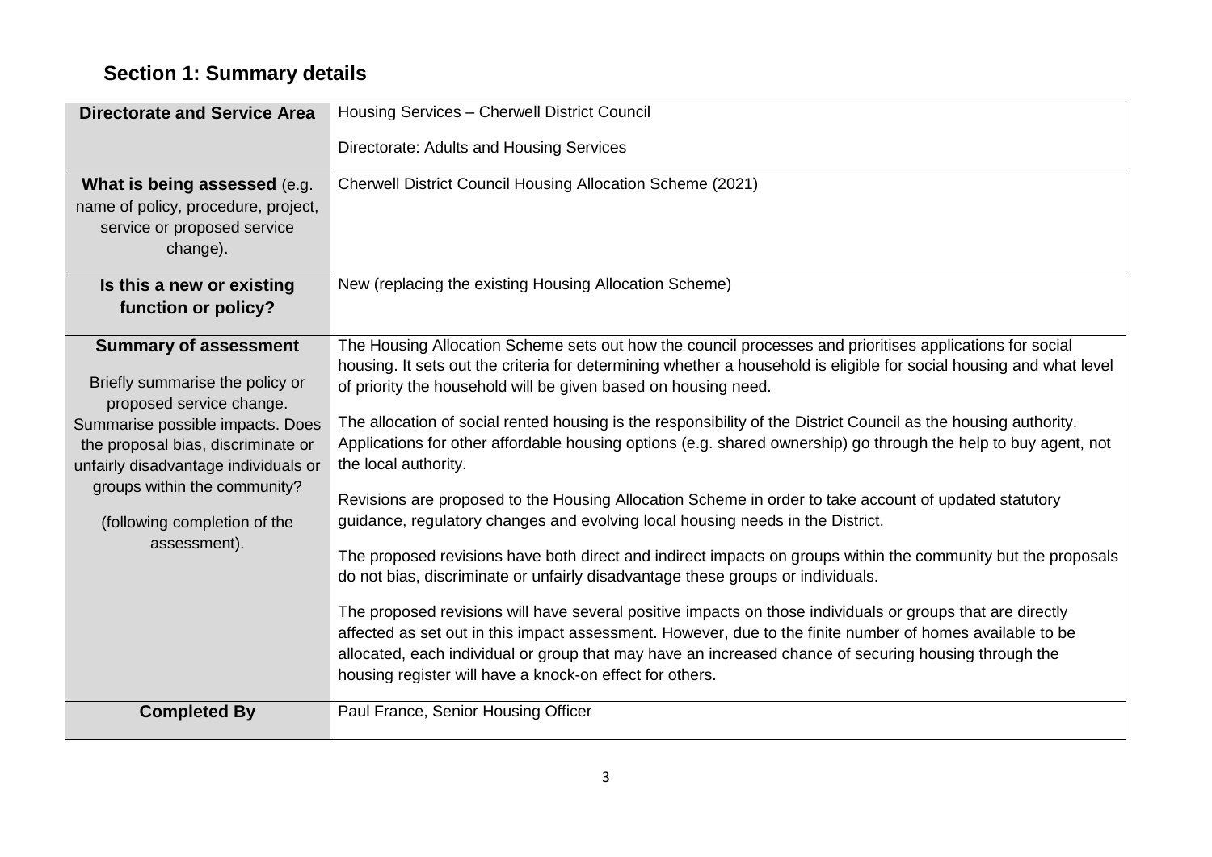## Section 1: Summary details

| | |
|---|---|
| **Directorate and Service Area** | Housing Services – Cherwell District Council<br><br>Directorate: Adults and Housing Services |
| **What is being assessed** (e.g. name of policy, procedure, project, service or proposed service change). | Cherwell District Council Housing Allocation Scheme (2021) |
| **Is this a new or existing function or policy?** | New (replacing the existing Housing Allocation Scheme) |
| **Summary of assessment**<br><br>Briefly summarise the policy or proposed service change. Summarise possible impacts. Does the proposal bias, discriminate or unfairly disadvantage individuals or groups within the community?<br><br>(following completion of the assessment). | The Housing Allocation Scheme sets out how the council processes and prioritises applications for social housing. It sets out the criteria for determining whether a household is eligible for social housing and what level of priority the household will be given based on housing need.<br><br>The allocation of social rented housing is the responsibility of the District Council as the housing authority. Applications for other affordable housing options (e.g. shared ownership) go through the help to buy agent, not the local authority.<br><br>Revisions are proposed to the Housing Allocation Scheme in order to take account of updated statutory guidance, regulatory changes and evolving local housing needs in the District.<br><br>The proposed revisions have both direct and indirect impacts on groups within the community but the proposals do not bias, discriminate or unfairly disadvantage these groups or individuals.<br><br>The proposed revisions will have several positive impacts on those individuals or groups that are directly affected as set out in this impact assessment. However, due to the finite number of homes available to be allocated, each individual or group that may have an increased chance of securing housing through the housing register will have a knock-on effect for others. |
| **Completed By** | Paul France, Senior Housing Officer |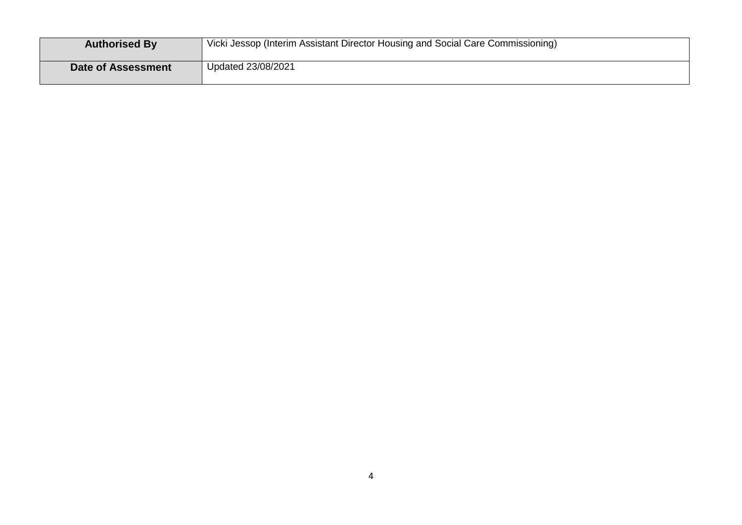| **Authorised By** | Vicki Jessop (Interim Assistant Director Housing and Social Care Commissioning) |
|---|---|
| **Date of Assessment** | Updated 23/08/2021 |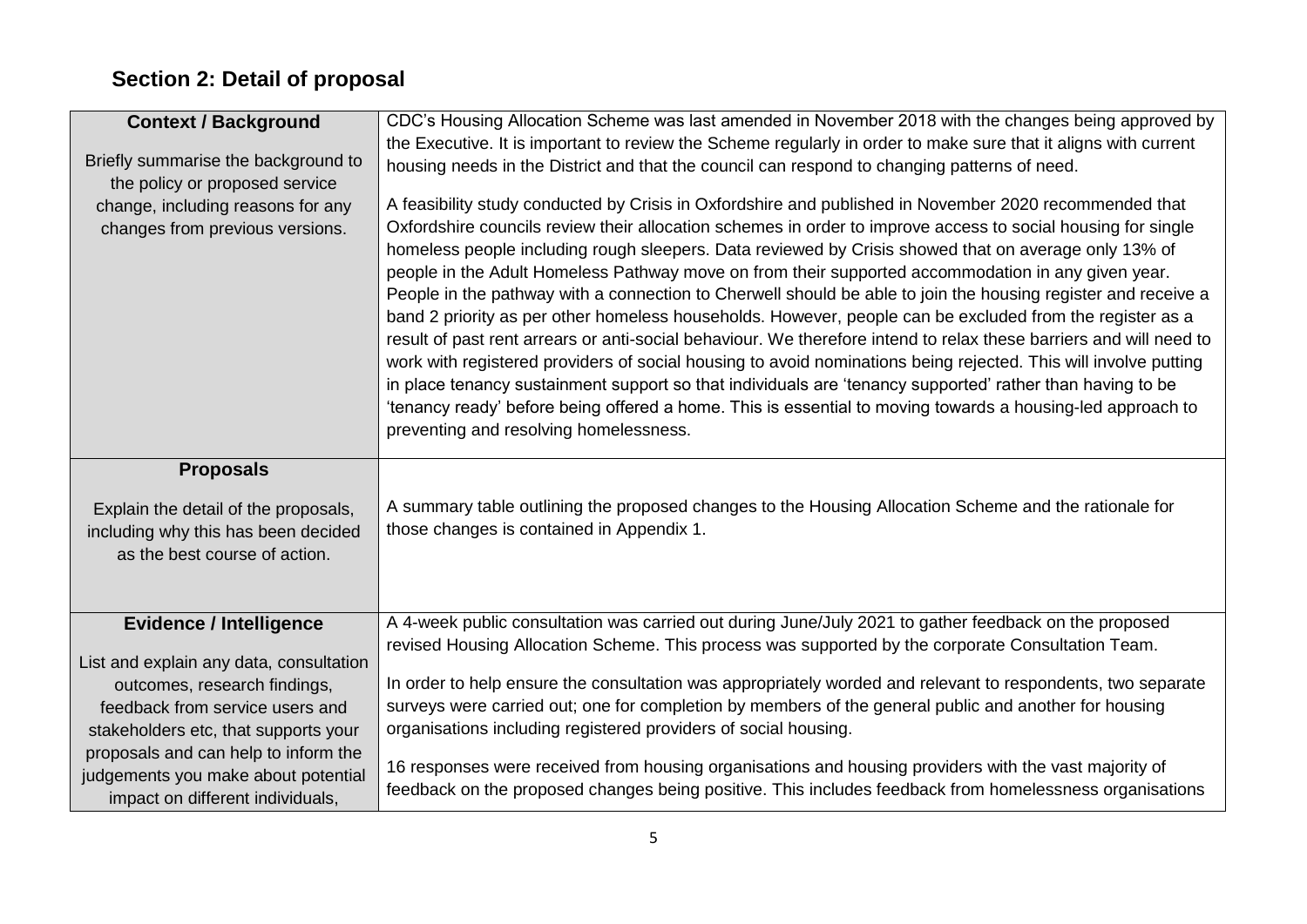## Section 2: Detail of proposal

| | |
|---|---|
| **Context / Background**<br><br>Briefly summarise the background to the policy or proposed service change, including reasons for any changes from previous versions. | CDC's Housing Allocation Scheme was last amended in November 2018 with the changes being approved by the Executive. It is important to review the Scheme regularly in order to make sure that it aligns with current housing needs in the District and that the council can respond to changing patterns of need.<br><br>A feasibility study conducted by Crisis in Oxfordshire and published in November 2020 recommended that Oxfordshire councils review their allocation schemes in order to improve access to social housing for single homeless people including rough sleepers. Data reviewed by Crisis showed that on average only 13% of people in the Adult Homeless Pathway move on from their supported accommodation in any given year. People in the pathway with a connection to Cherwell should be able to join the housing register and receive a band 2 priority as per other homeless households. However, people can be excluded from the register as a result of past rent arrears or anti-social behaviour. We therefore intend to relax these barriers and will need to work with registered providers of social housing to avoid nominations being rejected. This will involve putting in place tenancy sustainment support so that individuals are 'tenancy supported' rather than having to be 'tenancy ready' before being offered a home. This is essential to moving towards a housing-led approach to preventing and resolving homelessness. |
| **Proposals**<br><br>Explain the detail of the proposals, including why this has been decided as the best course of action. | A summary table outlining the proposed changes to the Housing Allocation Scheme and the rationale for those changes is contained in Appendix 1. |
| **Evidence / Intelligence**<br><br>List and explain any data, consultation outcomes, research findings, feedback from service users and stakeholders etc, that supports your proposals and can help to inform the judgements you make about potential impact on different individuals, | A 4-week public consultation was carried out during June/July 2021 to gather feedback on the proposed revised Housing Allocation Scheme. This process was supported by the corporate Consultation Team.<br><br>In order to help ensure the consultation was appropriately worded and relevant to respondents, two separate surveys were carried out; one for completion by members of the general public and another for housing organisations including registered providers of social housing.<br><br>16 responses were received from housing organisations and housing providers with the vast majority of feedback on the proposed changes being positive. This includes feedback from homelessness organisations |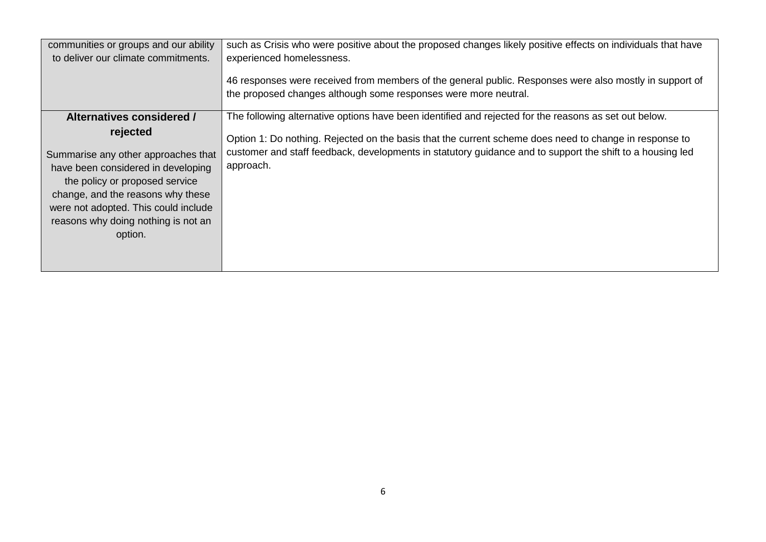| | |
|---|---|
| communities or groups and our ability to deliver our climate commitments. | such as Crisis who were positive about the proposed changes likely positive effects on individuals that have experienced homelessness.<br><br>46 responses were received from members of the general public. Responses were also mostly in support of the proposed changes although some responses were more neutral. |
| **Alternatives considered / rejected**<br><br>Summarise any other approaches that have been considered in developing the policy or proposed service change, and the reasons why these were not adopted. This could include reasons why doing nothing is not an option. | The following alternative options have been identified and rejected for the reasons as set out below.<br><br>Option 1: Do nothing. Rejected on the basis that the current scheme does need to change in response to customer and staff feedback, developments in statutory guidance and to support the shift to a housing led approach. |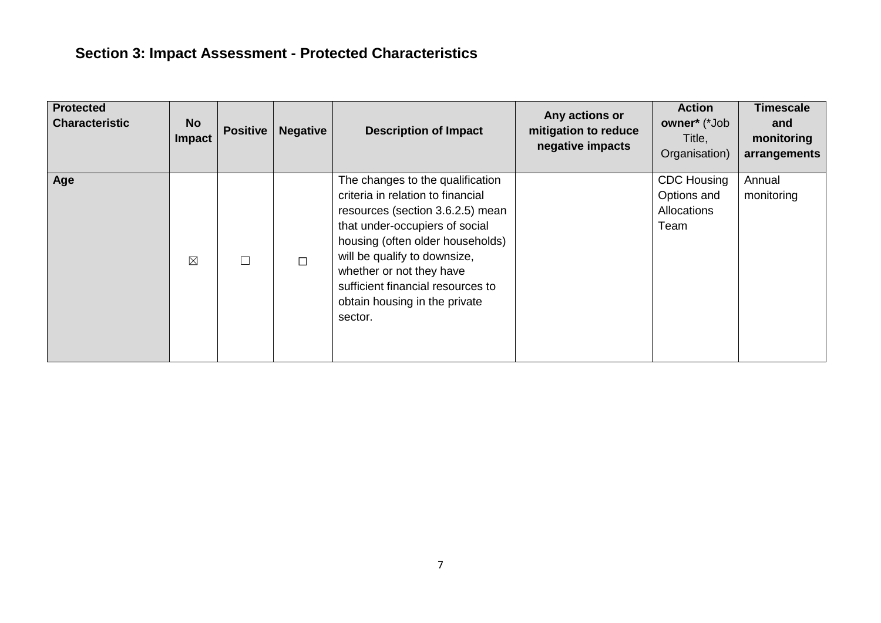## Section 3: Impact Assessment - Protected Characteristics

| Protected Characteristic | No Impact | Positive | Negative | Description of Impact | Any actions or mitigation to reduce negative impacts | Action owner* (*Job Title, Organisation) | Timescale and monitoring arrangements |
|---|---|---|---|---|---|---|---|
| **Age** | ☒ | ☐ | ☐ | The changes to the qualification criteria in relation to financial resources (section 3.6.2.5) mean that under-occupiers of social housing (often older households) will be qualify to downsize, whether or not they have sufficient financial resources to obtain housing in the private sector. | | CDC Housing Options and Allocations Team | Annual monitoring |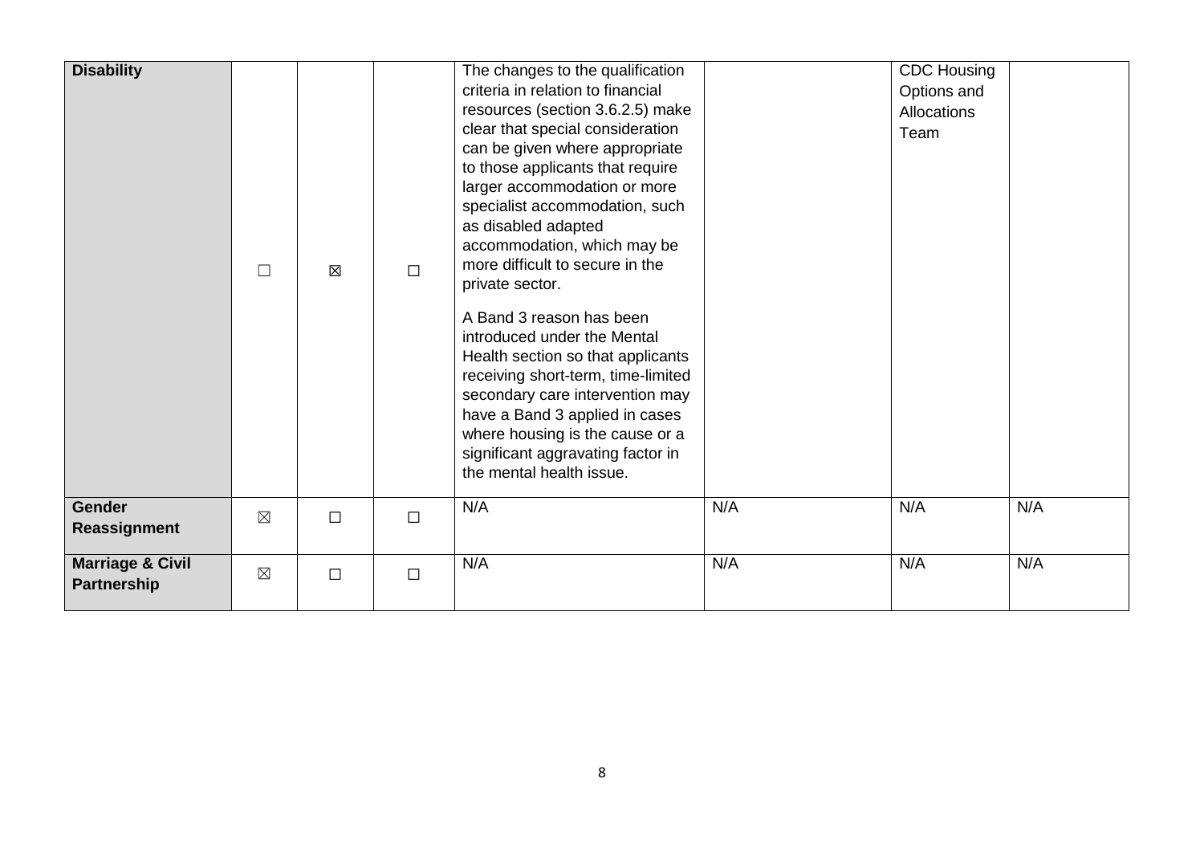| | | | | | | | |
|---|---|---|---|---|---|---|---|
| **Disability** | ☐ | ☒ | ☐ | The changes to the qualification criteria in relation to financial resources (section 3.6.2.5) make clear that special consideration can be given where appropriate to those applicants that require larger accommodation or more specialist accommodation, such as disabled adapted accommodation, which may be more difficult to secure in the private sector.<br><br>A Band 3 reason has been introduced under the Mental Health section so that applicants receiving short-term, time-limited secondary care intervention may have a Band 3 applied in cases where housing is the cause or a significant aggravating factor in the mental health issue. | | CDC Housing Options and Allocations Team | |
| **Gender Reassignment** | ☒ | ☐ | ☐ | N/A | N/A | N/A | N/A |
| **Marriage & Civil Partnership** | ☒ | ☐ | ☐ | N/A | N/A | N/A | N/A |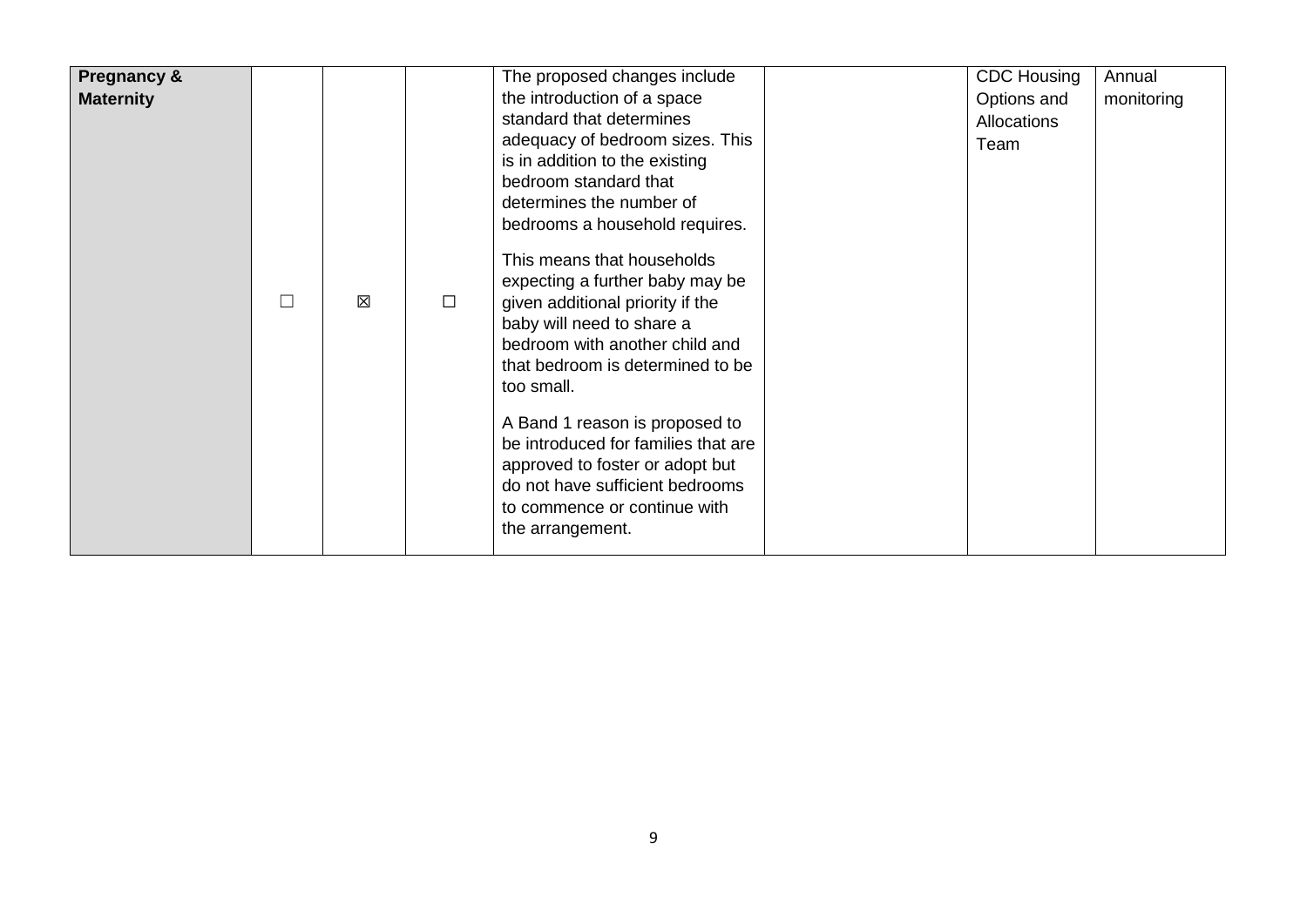| | | | | | | | |
|---|---|---|---|---|---|---|---|
| **Pregnancy & Maternity** | ☐ | ☒ | ☐ | The proposed changes include the introduction of a space standard that determines adequacy of bedroom sizes. This is in addition to the existing bedroom standard that determines the number of bedrooms a household requires.<br><br>This means that households expecting a further baby may be given additional priority if the baby will need to share a bedroom with another child and that bedroom is determined to be too small.<br><br>A Band 1 reason is proposed to be introduced for families that are approved to foster or adopt but do not have sufficient bedrooms to commence or continue with the arrangement. | | CDC Housing Options and Allocations Team | Annual monitoring |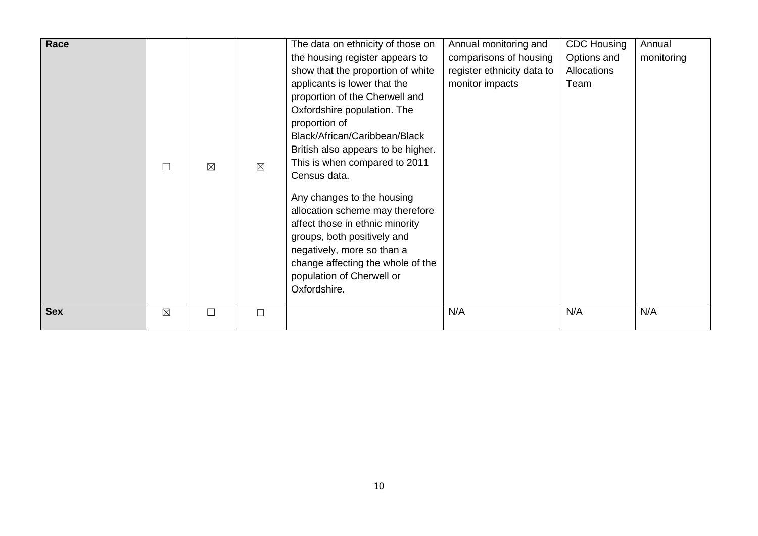| Race | ☐ | ☒ | ☒ | The data on ethnicity of those on the housing register appears to show that the proportion of white applicants is lower that the proportion of the Cherwell and Oxfordshire population. The proportion of Black/African/Caribbean/Black British also appears to be higher. This is when compared to 2011 Census data.<br><br>Any changes to the housing allocation scheme may therefore affect those in ethnic minority groups, both positively and negatively, more so than a change affecting the whole of the population of Cherwell or Oxfordshire. | Annual monitoring and comparisons of housing register ethnicity data to monitor impacts | CDC Housing Options and Allocations Team | Annual monitoring |
|---|---|---|---|---|---|---|---|
| Sex | ☒ | ☐ | ☐ | | N/A | N/A | N/A |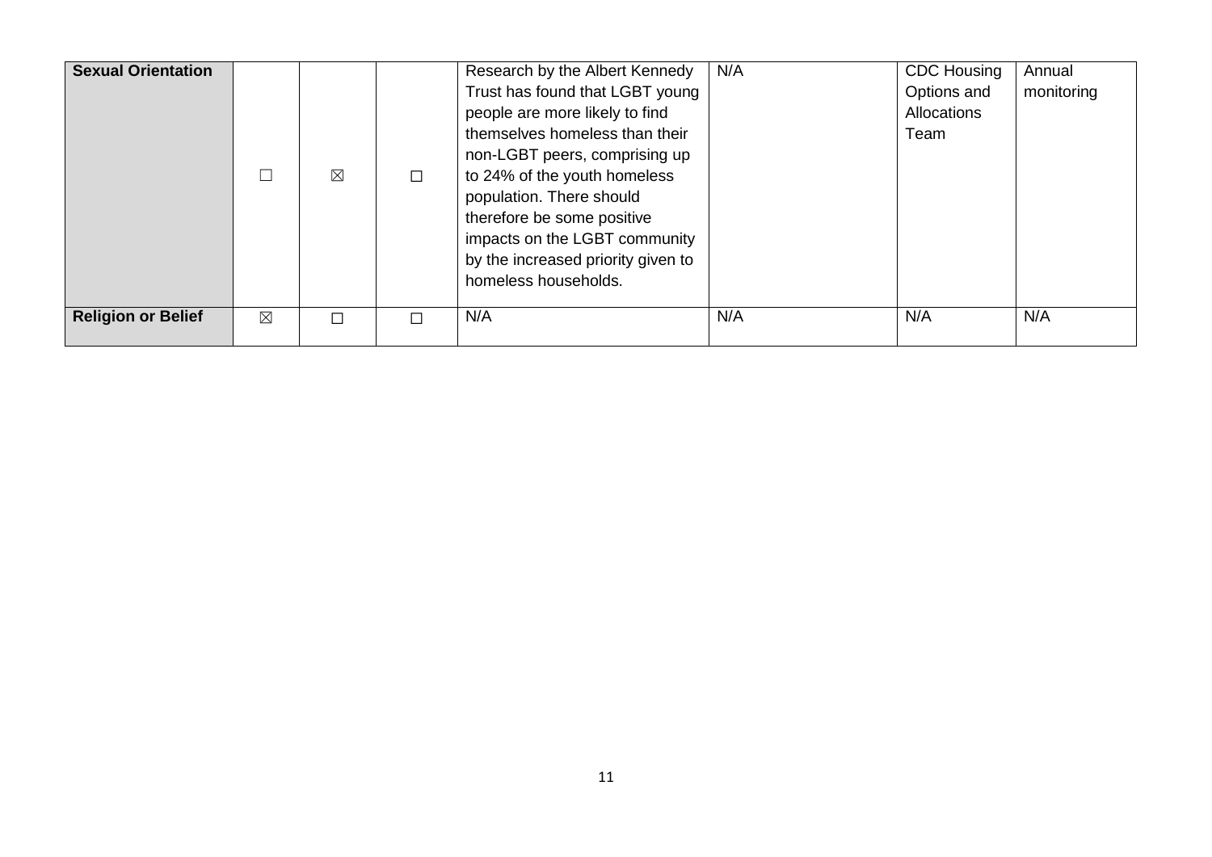| Sexual Orientation | ☐ | ☒ | ☐ | Research by the Albert Kennedy Trust has found that LGBT young people are more likely to find themselves homeless than their non-LGBT peers, comprising up to 24% of the youth homeless population. There should therefore be some positive impacts on the LGBT community by the increased priority given to homeless households. | N/A | CDC Housing Options and Allocations Team | Annual monitoring |
|---|---|---|---|---|---|---|---|
| **Religion or Belief** | ☒ | ☐ | ☐ | N/A | N/A | N/A | N/A |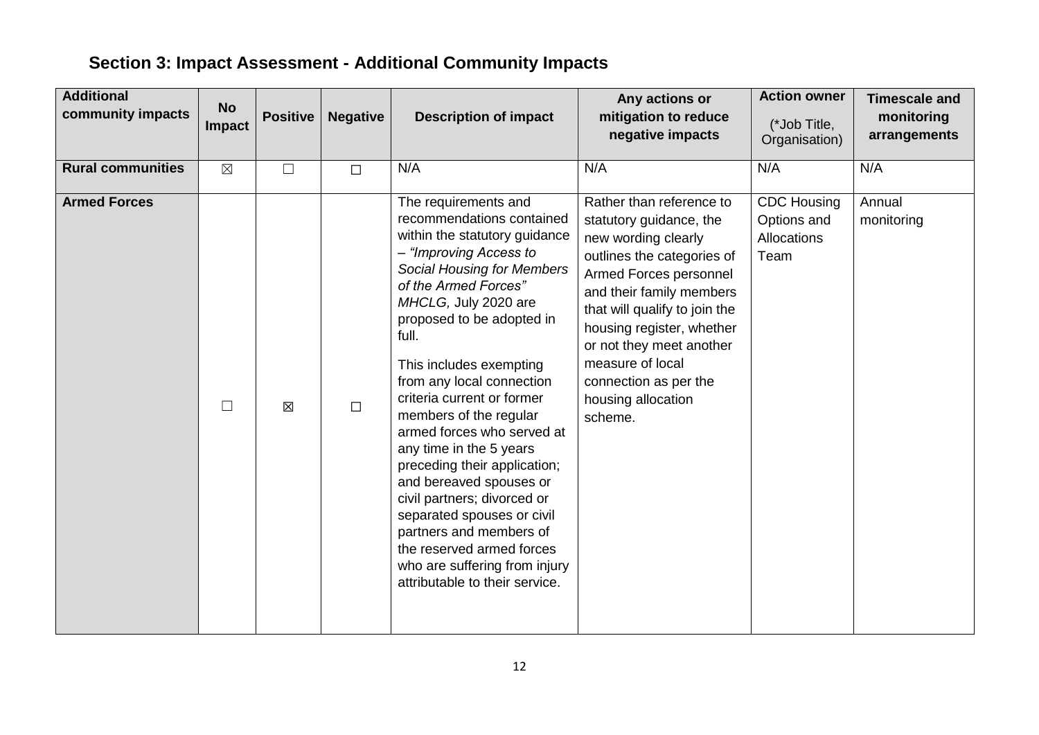## Section 3: Impact Assessment - Additional Community Impacts

| Additional community impacts | No Impact | Positive | Negative | Description of impact | Any actions or mitigation to reduce negative impacts | Action owner (*Job Title, Organisation) | Timescale and monitoring arrangements |
|---|---|---|---|---|---|---|---|
| **Rural communities** | ☒ | ☐ | ☐ | N/A | N/A | N/A | N/A |
| **Armed Forces** | ☐ | ☒ | ☐ | The requirements and recommendations contained within the statutory guidance – *"Improving Access to Social Housing for Members of the Armed Forces" MHCLG,* July 2020 are proposed to be adopted in full.<br><br>This includes exempting from any local connection criteria current or former members of the regular armed forces who served at any time in the 5 years preceding their application; and bereaved spouses or civil partners; divorced or separated spouses or civil partners and members of the reserved armed forces who are suffering from injury attributable to their service. | Rather than reference to statutory guidance, the new wording clearly outlines the categories of Armed Forces personnel and their family members that will qualify to join the housing register, whether or not they meet another measure of local connection as per the housing allocation scheme. | CDC Housing Options and Allocations Team | Annual monitoring |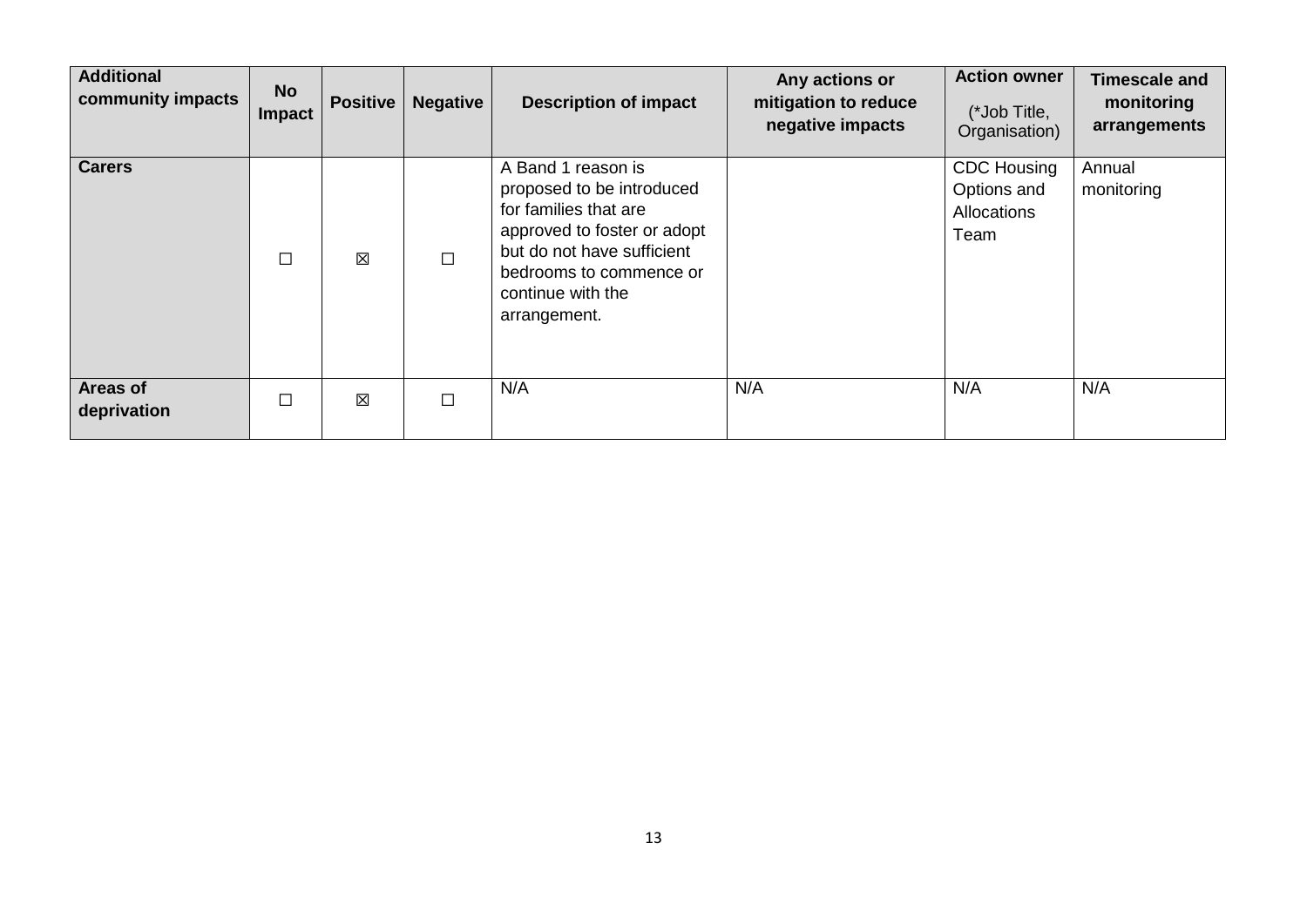| Additional community impacts | No Impact | Positive | Negative | Description of impact | Any actions or mitigation to reduce negative impacts | Action owner (*Job Title, Organisation) | Timescale and monitoring arrangements |
|---|---|---|---|---|---|---|---|
| **Carers** | ☐ | ☒ | ☐ | A Band 1 reason is proposed to be introduced for families that are approved to foster or adopt but do not have sufficient bedrooms to commence or continue with the arrangement. | | CDC Housing Options and Allocations Team | Annual monitoring |
| **Areas of deprivation** | ☐ | ☒ | ☐ | N/A | N/A | N/A | N/A |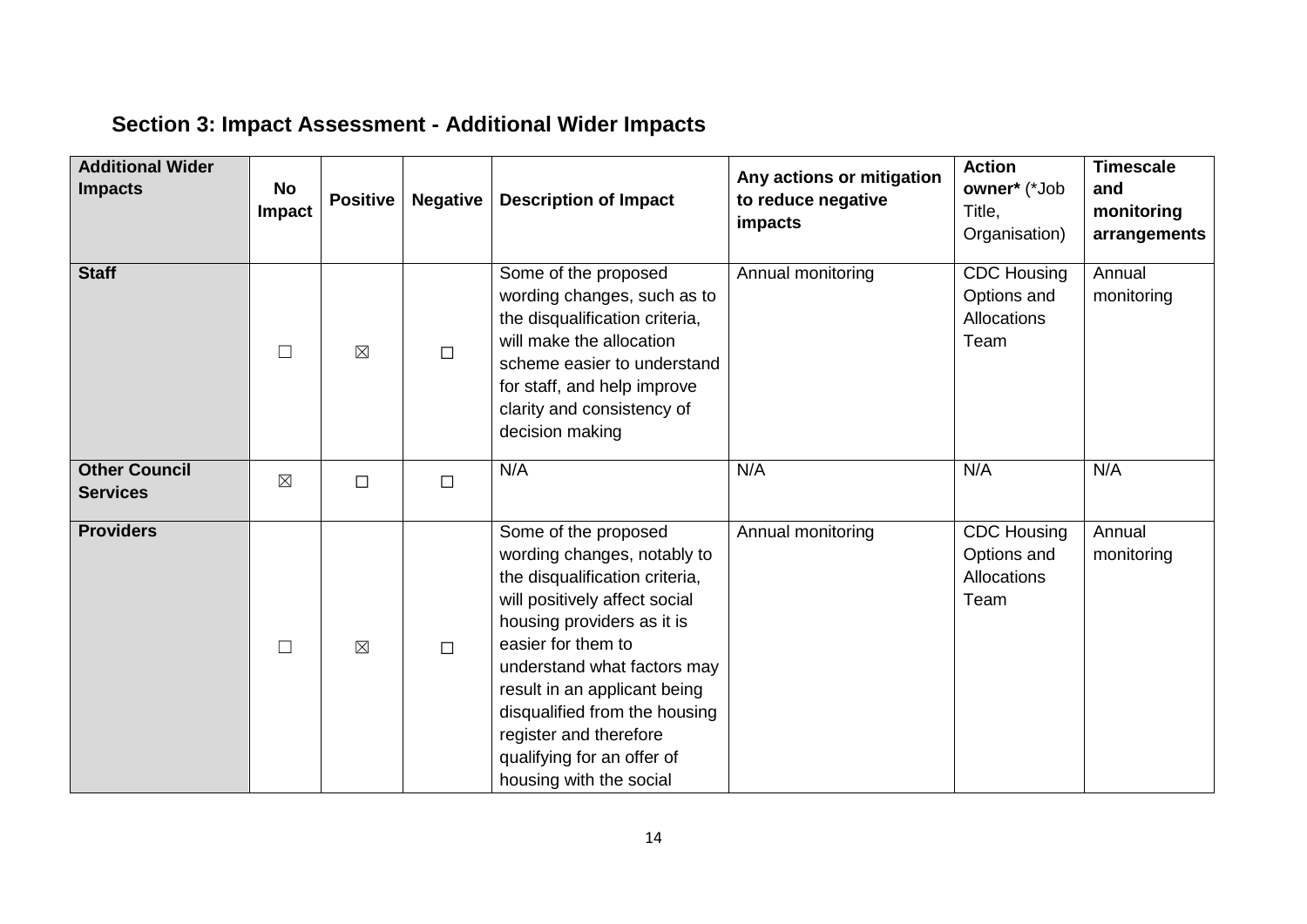## Section 3: Impact Assessment - Additional Wider Impacts

| Additional Wider Impacts | No Impact | Positive | Negative | Description of Impact | Any actions or mitigation to reduce negative impacts | Action owner* (*Job Title, Organisation) | Timescale and monitoring arrangements |
|---|---|---|---|---|---|---|---|
| **Staff** | ☐ | ☒ | ☐ | Some of the proposed wording changes, such as to the disqualification criteria, will make the allocation scheme easier to understand for staff, and help improve clarity and consistency of decision making | Annual monitoring | CDC Housing Options and Allocations Team | Annual monitoring |
| **Other Council Services** | ☒ | ☐ | ☐ | N/A | N/A | N/A | N/A |
| **Providers** | ☐ | ☒ | ☐ | Some of the proposed wording changes, notably to the disqualification criteria, will positively affect social housing providers as it is easier for them to understand what factors may result in an applicant being disqualified from the housing register and therefore qualifying for an offer of housing with the social | Annual monitoring | CDC Housing Options and Allocations Team | Annual monitoring |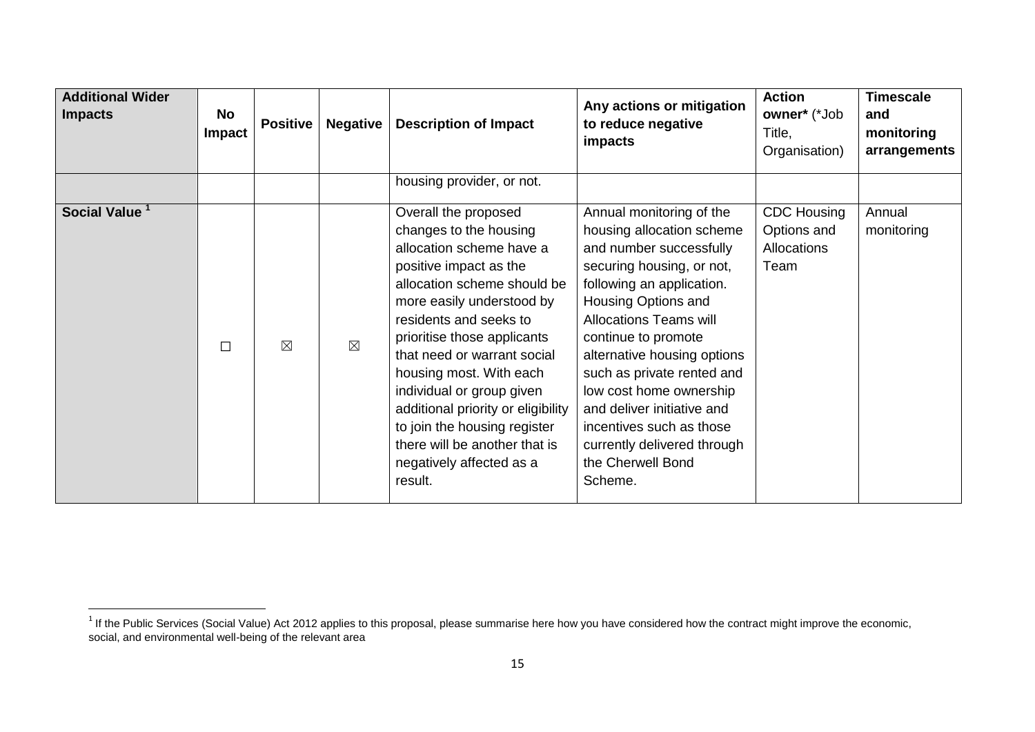| Additional Wider Impacts | No Impact | Positive | Negative | Description of Impact | Any actions or mitigation to reduce negative impacts | Action owner* (*Job Title, Organisation) | Timescale and monitoring arrangements |
|---|---|---|---|---|---|---|---|
| | | | | housing provider, or not. | | | |
| **Social Value** [1] | ☐ | ☒ | ☒ | Overall the proposed changes to the housing allocation scheme have a positive impact as the allocation scheme should be more easily understood by residents and seeks to prioritise those applicants that need or warrant social housing most. With each individual or group given additional priority or eligibility to join the housing register there will be another that is negatively affected as a result. | Annual monitoring of the housing allocation scheme and number successfully securing housing, or not, following an application. Housing Options and Allocations Teams will continue to promote alternative housing options such as private rented and low cost home ownership and deliver initiative and incentives such as those currently delivered through the Cherwell Bond Scheme. | CDC Housing Options and Allocations Team | Annual monitoring |

[1] If the Public Services (Social Value) Act 2012 applies to this proposal, please summarise here how you have considered how the contract might improve the economic, social, and environmental well-being of the relevant area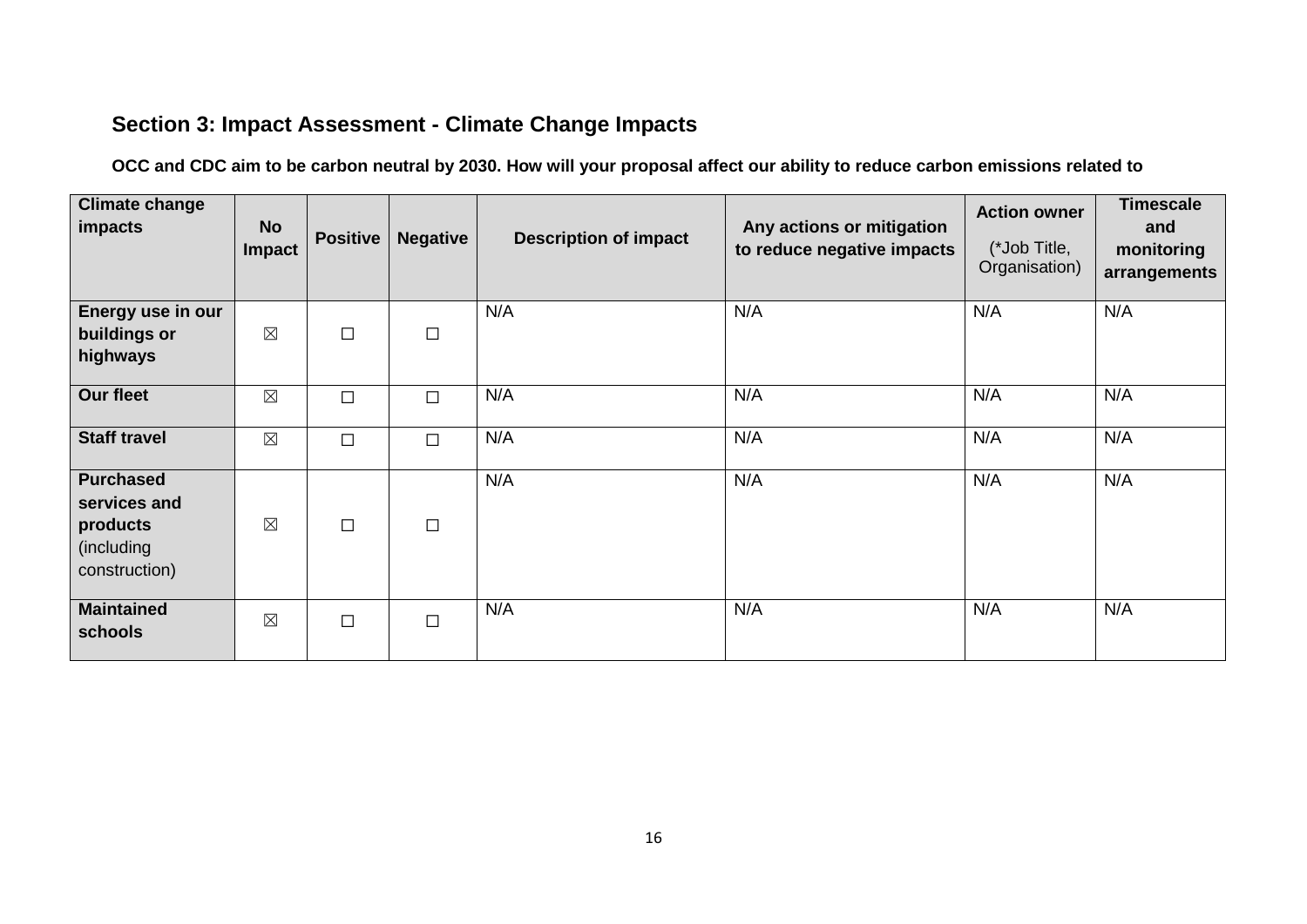## Section 3: Impact Assessment - Climate Change Impacts

**OCC and CDC aim to be carbon neutral by 2030. How will your proposal affect our ability to reduce carbon emissions related to**

| Climate change impacts | No Impact | Positive | Negative | Description of impact | Any actions or mitigation to reduce negative impacts | Action owner (*Job Title, Organisation) | Timescale and monitoring arrangements |
|---|---|---|---|---|---|---|---|
| **Energy use in our buildings or highways** | ☒ | ☐ | ☐ | N/A | N/A | N/A | N/A |
| **Our fleet** | ☒ | ☐ | ☐ | N/A | N/A | N/A | N/A |
| **Staff travel** | ☒ | ☐ | ☐ | N/A | N/A | N/A | N/A |
| **Purchased services and products** (including construction) | ☒ | ☐ | ☐ | N/A | N/A | N/A | N/A |
| **Maintained schools** | ☒ | ☐ | ☐ | N/A | N/A | N/A | N/A |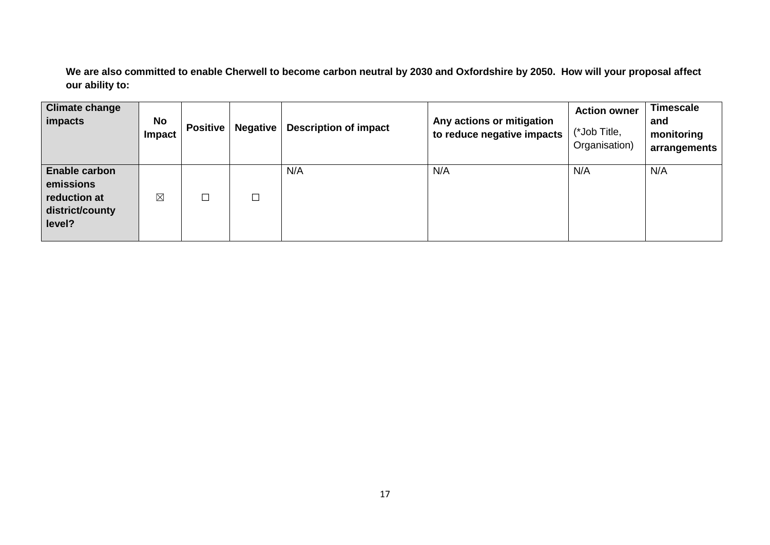**We are also committed to enable Cherwell to become carbon neutral by 2030 and Oxfordshire by 2050. How will your proposal affect our ability to:**

| Climate change impacts | No Impact | Positive | Negative | Description of impact | Any actions or mitigation to reduce negative impacts | Action owner (*Job Title, Organisation) | Timescale and monitoring arrangements |
|---|---|---|---|---|---|---|---|
| **Enable carbon emissions reduction at district/county level?** | ☒ | ☐ | ☐ | N/A | N/A | N/A | N/A |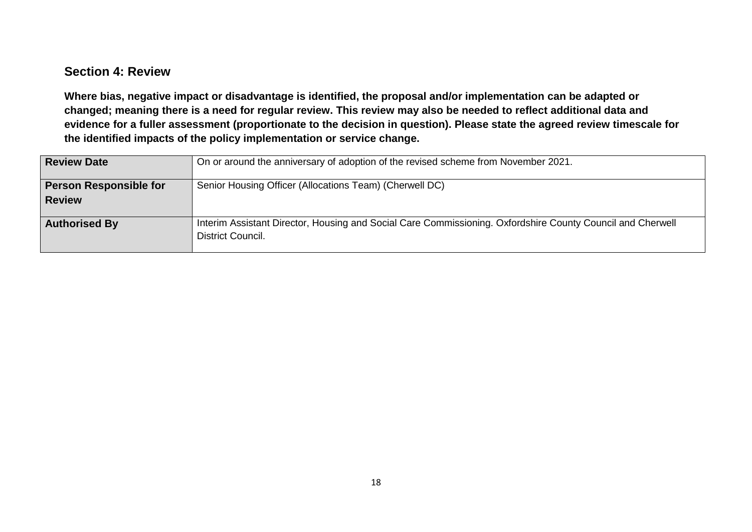## Section 4: Review

**Where bias, negative impact or disadvantage is identified, the proposal and/or implementation can be adapted or changed; meaning there is a need for regular review. This review may also be needed to reflect additional data and evidence for a fuller assessment (proportionate to the decision in question). Please state the agreed review timescale for the identified impacts of the policy implementation or service change.**

| | |
|---|---|
| **Review Date** | On or around the anniversary of adoption of the revised scheme from November 2021. |
| **Person Responsible for Review** | Senior Housing Officer (Allocations Team) (Cherwell DC) |
| **Authorised By** | Interim Assistant Director, Housing and Social Care Commissioning. Oxfordshire County Council and Cherwell District Council. |